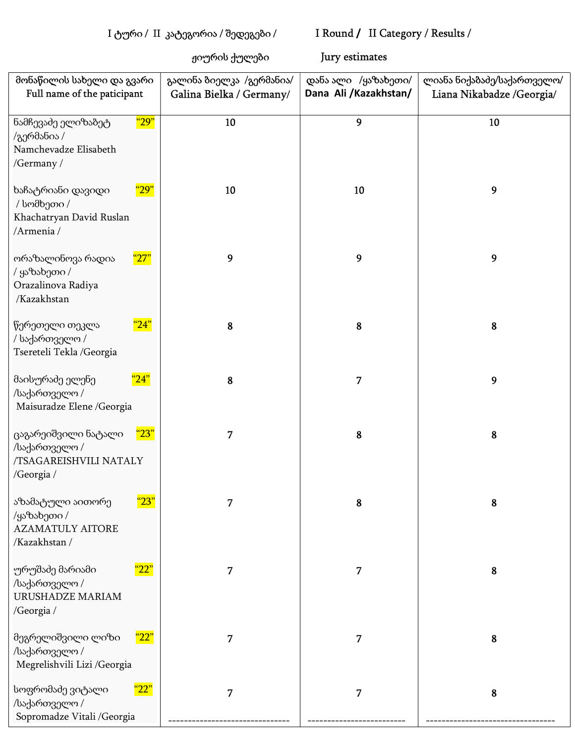I ტური / II კატეგორია / შედეგები / I Round / II Category / Results /

ჟიურის ქულები Jury estimates

| მონაწილის სახელი და გვარი<br>Full name of the paticipant | გალინა ბიელკა /გერმანია/<br>Galina Bielka / Germany/ | დანა ალი /ყაზახეთი/<br>Dana Ali /Kazakhstan/ | ლიანა ნიქაბაძე/საქართველო/<br>Liana Nikabadze /Georgia/ |
|---|---|---|---|
| ნამჩევაძე ელიზაბეტ /გერმანია / Namchevadze Elisabeth /Germany / "29" | 10 | 9 | 10 |
| ხაჩატრიანი დავიდი / სომხეთი / Khachatryan David Ruslan /Armenia / "29" | 10 | 10 | 9 |
| ორაზალინოვა რადია / ყაზახეთი / Orazalinova Radiya /Kazakhstan "27" | 9 | 9 | 9 |
| წერეთელი თეკლა / საქართველო / Tsereteli Tekla /Georgia "24" | 8 | 8 | 8 |
| მაისურაძე ელენე /საქართველო / Maisuradze Elene /Georgia "24" | 8 | 7 | 9 |
| ცაგარეიშვილი ნატალი /საქართველო / /TSAGAREISHVILI NATALY /Georgia / "23" | 7 | 8 | 8 |
| აზამატული აითორე /ყაზახეთი / AZAMATULY AITORE /Kazakhstan / "23" | 7 | 8 | 8 |
| ურუშაძე მარიამი /საქართველო / URUSHADZE MARIAM /Georgia / "22" | 7 | 7 | 8 |
| მეგრელიშვილი ლიზი /საქართველო / Megrelishvili Lizi /Georgia "22" | 7 | 7 | 8 |
| სოფრომაძე ვიტალი /საქართველო / Sopromadze Vitali /Georgia "22" | 7 | 7 | 8 |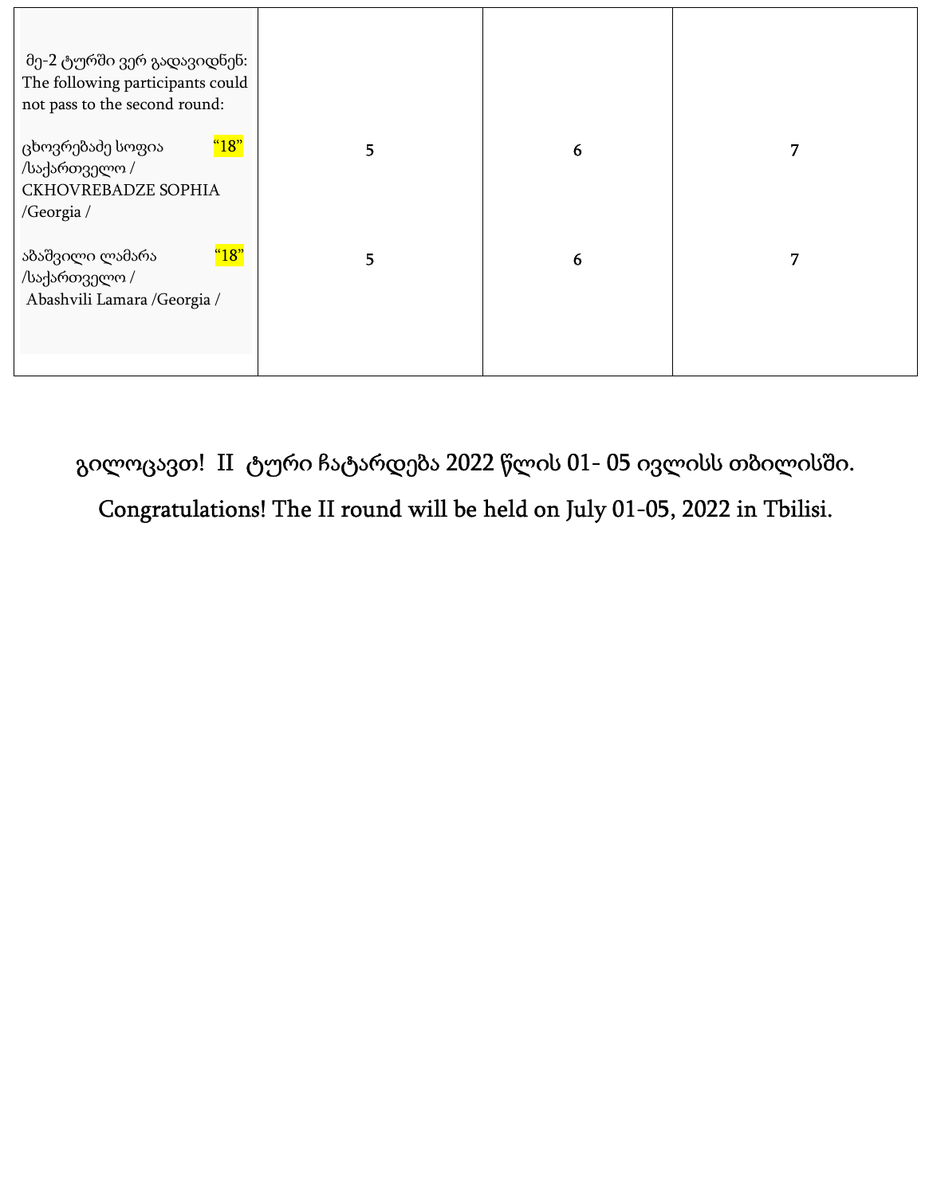| | | | |
|---|---|---|---|
| მე-2 ტურში ვერ გადავიდნენ: The following participants could not pass to the second round:<br><br>ცხოვრებაძე სოფია "18" /საქართველო / CKHOVREBADZE SOPHIA /Georgia / | 5 | 6 | 7 |
| აბაშვილი ლამარა "18" /საქართველო / Abashvili Lamara /Georgia / | 5 | 6 | 7 |

გილოცავთ! II ტური ჩატარდება 2022 წლის 01- 05 ივლისს თბილისში.

Congratulations! The II round will be held on July 01-05, 2022 in Tbilisi.